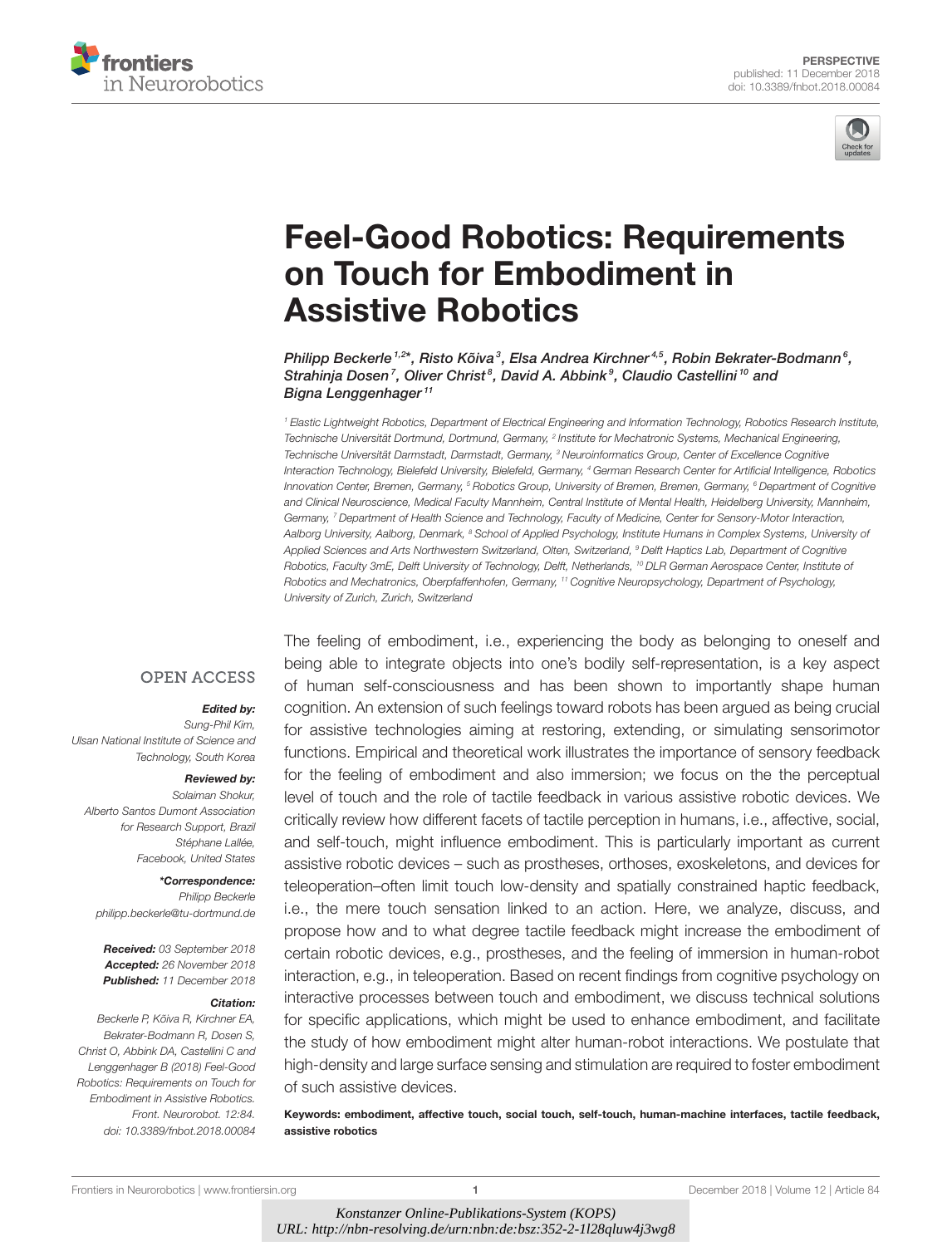PERSPECTIVE
published: 11 December 2018
doi: 10.3389/fnbot.2018.00084

# Feel-Good Robotics: Requirements on Touch for Embodiment in Assistive Robotics

*Philipp Beckerle[1,2]\*, Risto Kõiva[3], Elsa Andrea Kirchner[4,5], Robin Bekrater-Bodmann[6], Strahinja Dosen[7], Oliver Christ[8], David A. Abbink[9], Claudio Castellini[10] and Bigna Lenggenhager[11]*

[1] Elastic Lightweight Robotics, Department of Electrical Engineering and Information Technology, Robotics Research Institute, Technische Universität Dortmund, Dortmund, Germany, [2] Institute for Mechatronic Systems, Mechanical Engineering, Technische Universität Darmstadt, Darmstadt, Germany, [3] Neuroinformatics Group, Center of Excellence Cognitive Interaction Technology, Bielefeld University, Bielefeld, Germany, [4] German Research Center for Artificial Intelligence, Robotics Innovation Center, Bremen, Germany, [5] Robotics Group, University of Bremen, Bremen, Germany, [6] Department of Cognitive and Clinical Neuroscience, Medical Faculty Mannheim, Central Institute of Mental Health, Heidelberg University, Mannheim, Germany, [7] Department of Health Science and Technology, Faculty of Medicine, Center for Sensory-Motor Interaction, Aalborg University, Aalborg, Denmark, [8] School of Applied Psychology, Institute Humans in Complex Systems, University of Applied Sciences and Arts Northwestern Switzerland, Olten, Switzerland, [9] Delft Haptics Lab, Department of Cognitive Robotics, Faculty 3mE, Delft University of Technology, Delft, Netherlands, [10] DLR German Aerospace Center, Institute of Robotics and Mechatronics, Oberpfaffenhofen, Germany, [11] Cognitive Neuropsychology, Department of Psychology, University of Zurich, Zurich, Switzerland

OPEN ACCESS

**Edited by:**
*Sung-Phil Kim, Ulsan National Institute of Science and Technology, South Korea*

**Reviewed by:**
*Solaiman Shokur, Alberto Santos Dumont Association for Research Support, Brazil*
*Stéphane Lallée, Facebook, United States*

**\*Correspondence:**
*Philipp Beckerle*
*philipp.beckerle@tu-dortmund.de*

**Received:** 03 September 2018
**Accepted:** 26 November 2018
**Published:** 11 December 2018

**Citation:**
*Beckerle P, Kõiva R, Kirchner EA, Bekrater-Bodmann R, Dosen S, Christ O, Abbink DA, Castellini C and Lenggenhager B (2018) Feel-Good Robotics: Requirements on Touch for Embodiment in Assistive Robotics. Front. Neurorobot. 12:84. doi: 10.3389/fnbot.2018.00084*

The feeling of embodiment, i.e., experiencing the body as belonging to oneself and being able to integrate objects into one's bodily self-representation, is a key aspect of human self-consciousness and has been shown to importantly shape human cognition. An extension of such feelings toward robots has been argued as being crucial for assistive technologies aiming at restoring, extending, or simulating sensorimotor functions. Empirical and theoretical work illustrates the importance of sensory feedback for the feeling of embodiment and also immersion; we focus on the the perceptual level of touch and the role of tactile feedback in various assistive robotic devices. We critically review how different facets of tactile perception in humans, i.e., affective, social, and self-touch, might influence embodiment. This is particularly important as current assistive robotic devices – such as prostheses, orthoses, exoskeletons, and devices for teleoperation–often limit touch low-density and spatially constrained haptic feedback, i.e., the mere touch sensation linked to an action. Here, we analyze, discuss, and propose how and to what degree tactile feedback might increase the embodiment of certain robotic devices, e.g., prostheses, and the feeling of immersion in human-robot interaction, e.g., in teleoperation. Based on recent findings from cognitive psychology on interactive processes between touch and embodiment, we discuss technical solutions for specific applications, which might be used to enhance embodiment, and facilitate the study of how embodiment might alter human-robot interactions. We postulate that high-density and large surface sensing and stimulation are required to foster embodiment of such assistive devices.

**Keywords: embodiment, affective touch, social touch, self-touch, human-machine interfaces, tactile feedback, assistive robotics**

*Konstanzer Online-Publikations-System (KOPS)*
*URL: http://nbn-resolving.de/urn:nbn:de:bsz:352-2-1l28qluw4j3wg8*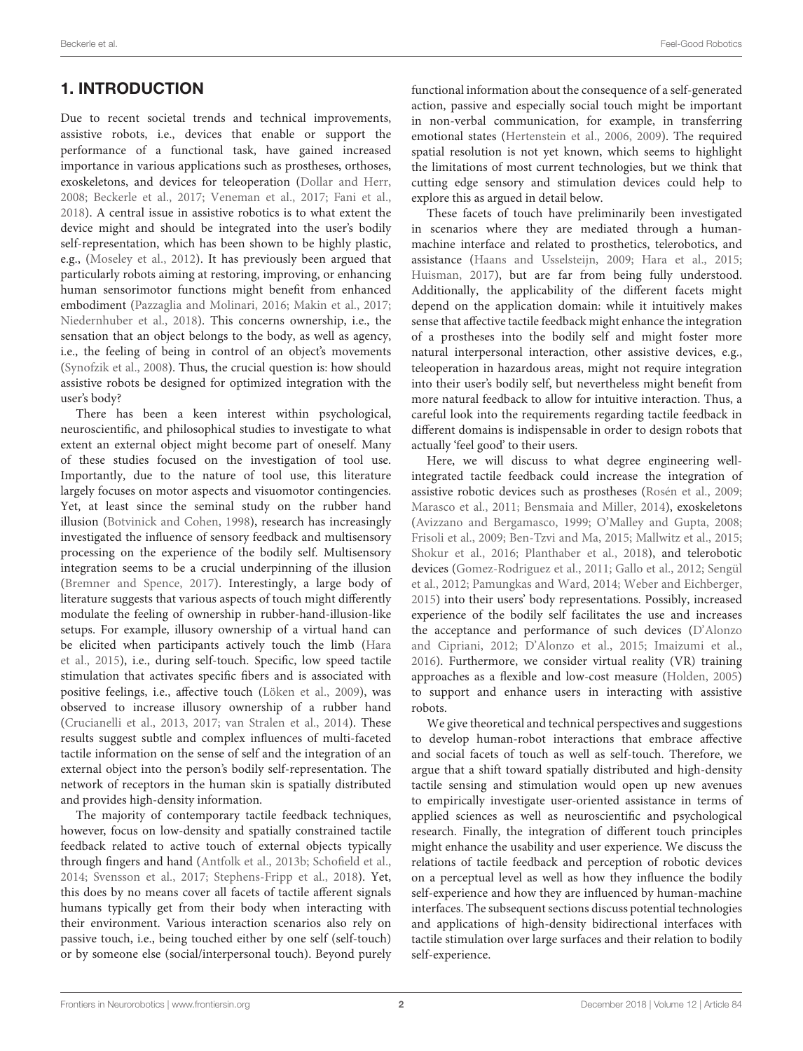## 1. INTRODUCTION

Due to recent societal trends and technical improvements, assistive robots, i.e., devices that enable or support the performance of a functional task, have gained increased importance in various applications such as prostheses, orthoses, exoskeletons, and devices for teleoperation (Dollar and Herr, 2008; Beckerle et al., 2017; Veneman et al., 2017; Fani et al., 2018). A central issue in assistive robotics is to what extent the device might and should be integrated into the user's bodily self-representation, which has been shown to be highly plastic, e.g., (Moseley et al., 2012). It has previously been argued that particularly robots aiming at restoring, improving, or enhancing human sensorimotor functions might benefit from enhanced embodiment (Pazzaglia and Molinari, 2016; Makin et al., 2017; Niedernhuber et al., 2018). This concerns ownership, i.e., the sensation that an object belongs to the body, as well as agency, i.e., the feeling of being in control of an object's movements (Synofzik et al., 2008). Thus, the crucial question is: how should assistive robots be designed for optimized integration with the user's body?

There has been a keen interest within psychological, neuroscientific, and philosophical studies to investigate to what extent an external object might become part of oneself. Many of these studies focused on the investigation of tool use. Importantly, due to the nature of tool use, this literature largely focuses on motor aspects and visuomotor contingencies. Yet, at least since the seminal study on the rubber hand illusion (Botvinick and Cohen, 1998), research has increasingly investigated the influence of sensory feedback and multisensory processing on the experience of the bodily self. Multisensory integration seems to be a crucial underpinning of the illusion (Bremner and Spence, 2017). Interestingly, a large body of literature suggests that various aspects of touch might differently modulate the feeling of ownership in rubber-hand-illusion-like setups. For example, illusory ownership of a virtual hand can be elicited when participants actively touch the limb (Hara et al., 2015), i.e., during self-touch. Specific, low speed tactile stimulation that activates specific fibers and is associated with positive feelings, i.e., affective touch (Löken et al., 2009), was observed to increase illusory ownership of a rubber hand (Crucianelli et al., 2013, 2017; van Stralen et al., 2014). These results suggest subtle and complex influences of multi-faceted tactile information on the sense of self and the integration of an external object into the person's bodily self-representation. The network of receptors in the human skin is spatially distributed and provides high-density information.

The majority of contemporary tactile feedback techniques, however, focus on low-density and spatially constrained tactile feedback related to active touch of external objects typically through fingers and hand (Antfolk et al., 2013b; Schofield et al., 2014; Svensson et al., 2017; Stephens-Fripp et al., 2018). Yet, this does by no means cover all facets of tactile afferent signals humans typically get from their body when interacting with their environment. Various interaction scenarios also rely on passive touch, i.e., being touched either by one self (self-touch) or by someone else (social/interpersonal touch). Beyond purely functional information about the consequence of a self-generated action, passive and especially social touch might be important in non-verbal communication, for example, in transferring emotional states (Hertenstein et al., 2006, 2009). The required spatial resolution is not yet known, which seems to highlight the limitations of most current technologies, but we think that cutting edge sensory and stimulation devices could help to explore this as argued in detail below.

These facets of touch have preliminarily been investigated in scenarios where they are mediated through a human-machine interface and related to prosthetics, telerobotics, and assistance (Haans and Usselsteijn, 2009; Hara et al., 2015; Huisman, 2017), but are far from being fully understood. Additionally, the applicability of the different facets might depend on the application domain: while it intuitively makes sense that affective tactile feedback might enhance the integration of a prostheses into the bodily self and might foster more natural interpersonal interaction, other assistive devices, e.g., teleoperation in hazardous areas, might not require integration into their user's bodily self, but nevertheless might benefit from more natural feedback to allow for intuitive interaction. Thus, a careful look into the requirements regarding tactile feedback in different domains is indispensable in order to design robots that actually 'feel good' to their users.

Here, we will discuss to what degree engineering well-integrated tactile feedback could increase the integration of assistive robotic devices such as prostheses (Rosén et al., 2009; Marasco et al., 2011; Bensmaia and Miller, 2014), exoskeletons (Avizzano and Bergamasco, 1999; O'Malley and Gupta, 2008; Frisoli et al., 2009; Ben-Tzvi and Ma, 2015; Mallwitz et al., 2015; Shokur et al., 2016; Planthaber et al., 2018), and telerobotic devices (Gomez-Rodriguez et al., 2011; Gallo et al., 2012; Sengül et al., 2012; Pamungkas and Ward, 2014; Weber and Eichberger, 2015) into their users' body representations. Possibly, increased experience of the bodily self facilitates the use and increases the acceptance and performance of such devices (D'Alonzo and Cipriani, 2012; D'Alonzo et al., 2015; Imaizumi et al., 2016). Furthermore, we consider virtual reality (VR) training approaches as a flexible and low-cost measure (Holden, 2005) to support and enhance users in interacting with assistive robots.

We give theoretical and technical perspectives and suggestions to develop human-robot interactions that embrace affective and social facets of touch as well as self-touch. Therefore, we argue that a shift toward spatially distributed and high-density tactile sensing and stimulation would open up new avenues to empirically investigate user-oriented assistance in terms of applied sciences as well as neuroscientific and psychological research. Finally, the integration of different touch principles might enhance the usability and user experience. We discuss the relations of tactile feedback and perception of robotic devices on a perceptual level as well as how they influence the bodily self-experience and how they are influenced by human-machine interfaces. The subsequent sections discuss potential technologies and applications of high-density bidirectional interfaces with tactile stimulation over large surfaces and their relation to bodily self-experience.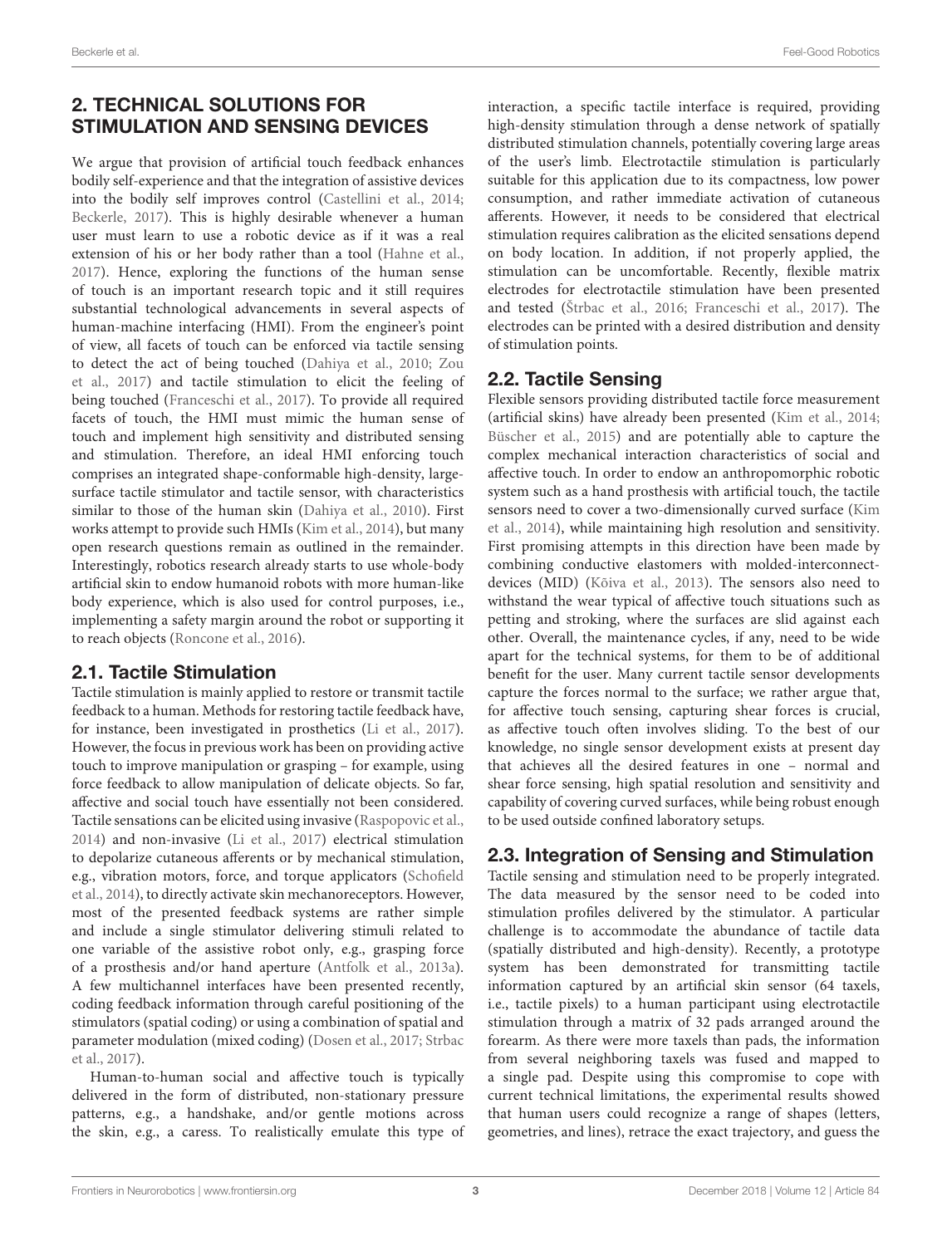## 2. TECHNICAL SOLUTIONS FOR STIMULATION AND SENSING DEVICES

We argue that provision of artificial touch feedback enhances bodily self-experience and that the integration of assistive devices into the bodily self improves control (Castellini et al., 2014; Beckerle, 2017). This is highly desirable whenever a human user must learn to use a robotic device as if it was a real extension of his or her body rather than a tool (Hahne et al., 2017). Hence, exploring the functions of the human sense of touch is an important research topic and it still requires substantial technological advancements in several aspects of human-machine interfacing (HMI). From the engineer's point of view, all facets of touch can be enforced via tactile sensing to detect the act of being touched (Dahiya et al., 2010; Zou et al., 2017) and tactile stimulation to elicit the feeling of being touched (Franceschi et al., 2017). To provide all required facets of touch, the HMI must mimic the human sense of touch and implement high sensitivity and distributed sensing and stimulation. Therefore, an ideal HMI enforcing touch comprises an integrated shape-conformable high-density, large-surface tactile stimulator and tactile sensor, with characteristics similar to those of the human skin (Dahiya et al., 2010). First works attempt to provide such HMIs (Kim et al., 2014), but many open research questions remain as outlined in the remainder. Interestingly, robotics research already starts to use whole-body artificial skin to endow humanoid robots with more human-like body experience, which is also used for control purposes, i.e., implementing a safety margin around the robot or supporting it to reach objects (Roncone et al., 2016).

### 2.1. Tactile Stimulation

Tactile stimulation is mainly applied to restore or transmit tactile feedback to a human. Methods for restoring tactile feedback have, for instance, been investigated in prosthetics (Li et al., 2017). However, the focus in previous work has been on providing active touch to improve manipulation or grasping – for example, using force feedback to allow manipulation of delicate objects. So far, affective and social touch have essentially not been considered. Tactile sensations can be elicited using invasive (Raspopovic et al., 2014) and non-invasive (Li et al., 2017) electrical stimulation to depolarize cutaneous afferents or by mechanical stimulation, e.g., vibration motors, force, and torque applicators (Schofield et al., 2014), to directly activate skin mechanoreceptors. However, most of the presented feedback systems are rather simple and include a single stimulator delivering stimuli related to one variable of the assistive robot only, e.g., grasping force of a prosthesis and/or hand aperture (Antfolk et al., 2013a). A few multichannel interfaces have been presented recently, coding feedback information through careful positioning of the stimulators (spatial coding) or using a combination of spatial and parameter modulation (mixed coding) (Dosen et al., 2017; Strbac et al., 2017).

Human-to-human social and affective touch is typically delivered in the form of distributed, non-stationary pressure patterns, e.g., a handshake, and/or gentle motions across the skin, e.g., a caress. To realistically emulate this type of interaction, a specific tactile interface is required, providing high-density stimulation through a dense network of spatially distributed stimulation channels, potentially covering large areas of the user's limb. Electrotactile stimulation is particularly suitable for this application due to its compactness, low power consumption, and rather immediate activation of cutaneous afferents. However, it needs to be considered that electrical stimulation requires calibration as the elicited sensations depend on body location. In addition, if not properly applied, the stimulation can be uncomfortable. Recently, flexible matrix electrodes for electrotactile stimulation have been presented and tested (Štrbac et al., 2016; Franceschi et al., 2017). The electrodes can be printed with a desired distribution and density of stimulation points.

### 2.2. Tactile Sensing

Flexible sensors providing distributed tactile force measurement (artificial skins) have already been presented (Kim et al., 2014; Büscher et al., 2015) and are potentially able to capture the complex mechanical interaction characteristics of social and affective touch. In order to endow an anthropomorphic robotic system such as a hand prosthesis with artificial touch, the tactile sensors need to cover a two-dimensionally curved surface (Kim et al., 2014), while maintaining high resolution and sensitivity. First promising attempts in this direction have been made by combining conductive elastomers with molded-interconnect-devices (MID) (Kõiva et al., 2013). The sensors also need to withstand the wear typical of affective touch situations such as petting and stroking, where the surfaces are slid against each other. Overall, the maintenance cycles, if any, need to be wide apart for the technical systems, for them to be of additional benefit for the user. Many current tactile sensor developments capture the forces normal to the surface; we rather argue that, for affective touch sensing, capturing shear forces is crucial, as affective touch often involves sliding. To the best of our knowledge, no single sensor development exists at present day that achieves all the desired features in one – normal and shear force sensing, high spatial resolution and sensitivity and capability of covering curved surfaces, while being robust enough to be used outside confined laboratory setups.

### 2.3. Integration of Sensing and Stimulation

Tactile sensing and stimulation need to be properly integrated. The data measured by the sensor need to be coded into stimulation profiles delivered by the stimulator. A particular challenge is to accommodate the abundance of tactile data (spatially distributed and high-density). Recently, a prototype system has been demonstrated for transmitting tactile information captured by an artificial skin sensor (64 taxels, i.e., tactile pixels) to a human participant using electrotactile stimulation through a matrix of 32 pads arranged around the forearm. As there were more taxels than pads, the information from several neighboring taxels was fused and mapped to a single pad. Despite using this compromise to cope with current technical limitations, the experimental results showed that human users could recognize a range of shapes (letters, geometries, and lines), retrace the exact trajectory, and guess the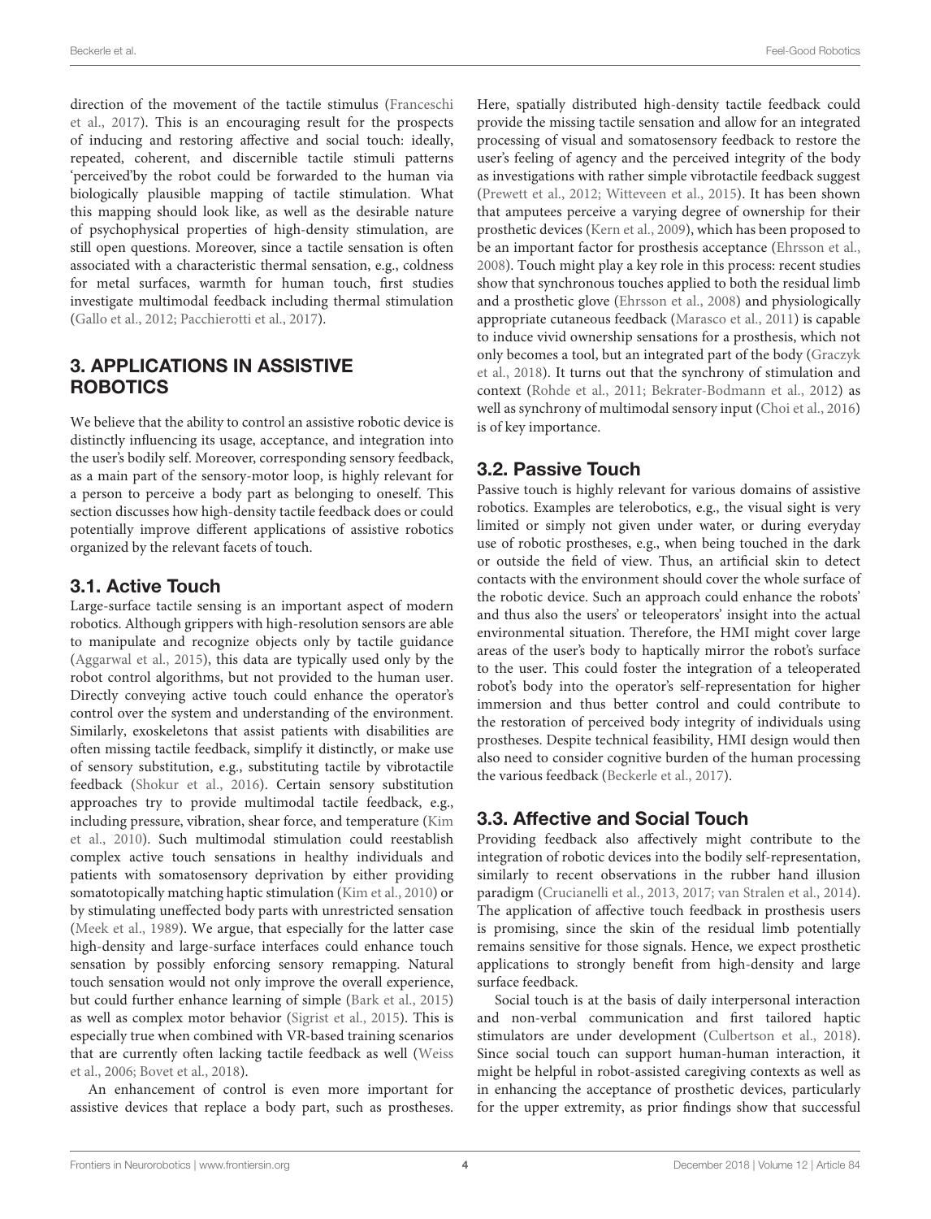direction of the movement of the tactile stimulus (Franceschi et al., 2017). This is an encouraging result for the prospects of inducing and restoring affective and social touch: ideally, repeated, coherent, and discernible tactile stimuli patterns 'perceived'by the robot could be forwarded to the human via biologically plausible mapping of tactile stimulation. What this mapping should look like, as well as the desirable nature of psychophysical properties of high-density stimulation, are still open questions. Moreover, since a tactile sensation is often associated with a characteristic thermal sensation, e.g., coldness for metal surfaces, warmth for human touch, first studies investigate multimodal feedback including thermal stimulation (Gallo et al., 2012; Pacchierotti et al., 2017).

## 3. APPLICATIONS IN ASSISTIVE ROBOTICS

We believe that the ability to control an assistive robotic device is distinctly influencing its usage, acceptance, and integration into the user's bodily self. Moreover, corresponding sensory feedback, as a main part of the sensory-motor loop, is highly relevant for a person to perceive a body part as belonging to oneself. This section discusses how high-density tactile feedback does or could potentially improve different applications of assistive robotics organized by the relevant facets of touch.

### 3.1. Active Touch

Large-surface tactile sensing is an important aspect of modern robotics. Although grippers with high-resolution sensors are able to manipulate and recognize objects only by tactile guidance (Aggarwal et al., 2015), this data are typically used only by the robot control algorithms, but not provided to the human user. Directly conveying active touch could enhance the operator's control over the system and understanding of the environment. Similarly, exoskeletons that assist patients with disabilities are often missing tactile feedback, simplify it distinctly, or make use of sensory substitution, e.g., substituting tactile by vibrotactile feedback (Shokur et al., 2016). Certain sensory substitution approaches try to provide multimodal tactile feedback, e.g., including pressure, vibration, shear force, and temperature (Kim et al., 2010). Such multimodal stimulation could reestablish complex active touch sensations in healthy individuals and patients with somatosensory deprivation by either providing somatotopically matching haptic stimulation (Kim et al., 2010) or by stimulating uneffected body parts with unrestricted sensation (Meek et al., 1989). We argue, that especially for the latter case high-density and large-surface interfaces could enhance touch sensation by possibly enforcing sensory remapping. Natural touch sensation would not only improve the overall experience, but could further enhance learning of simple (Bark et al., 2015) as well as complex motor behavior (Sigrist et al., 2015). This is especially true when combined with VR-based training scenarios that are currently often lacking tactile feedback as well (Weiss et al., 2006; Bovet et al., 2018).

An enhancement of control is even more important for assistive devices that replace a body part, such as prostheses. Here, spatially distributed high-density tactile feedback could provide the missing tactile sensation and allow for an integrated processing of visual and somatosensory feedback to restore the user's feeling of agency and the perceived integrity of the body as investigations with rather simple vibrotactile feedback suggest (Prewett et al., 2012; Witteveen et al., 2015). It has been shown that amputees perceive a varying degree of ownership for their prosthetic devices (Kern et al., 2009), which has been proposed to be an important factor for prosthesis acceptance (Ehrsson et al., 2008). Touch might play a key role in this process: recent studies show that synchronous touches applied to both the residual limb and a prosthetic glove (Ehrsson et al., 2008) and physiologically appropriate cutaneous feedback (Marasco et al., 2011) is capable to induce vivid ownership sensations for a prosthesis, which not only becomes a tool, but an integrated part of the body (Graczyk et al., 2018). It turns out that the synchrony of stimulation and context (Rohde et al., 2011; Bekrater-Bodmann et al., 2012) as well as synchrony of multimodal sensory input (Choi et al., 2016) is of key importance.

### 3.2. Passive Touch

Passive touch is highly relevant for various domains of assistive robotics. Examples are telerobotics, e.g., the visual sight is very limited or simply not given under water, or during everyday use of robotic prostheses, e.g., when being touched in the dark or outside the field of view. Thus, an artificial skin to detect contacts with the environment should cover the whole surface of the robotic device. Such an approach could enhance the robots' and thus also the users' or teleoperators' insight into the actual environmental situation. Therefore, the HMI might cover large areas of the user's body to haptically mirror the robot's surface to the user. This could foster the integration of a teleoperated robot's body into the operator's self-representation for higher immersion and thus better control and could contribute to the restoration of perceived body integrity of individuals using prostheses. Despite technical feasibility, HMI design would then also need to consider cognitive burden of the human processing the various feedback (Beckerle et al., 2017).

### 3.3. Affective and Social Touch

Providing feedback also affectively might contribute to the integration of robotic devices into the bodily self-representation, similarly to recent observations in the rubber hand illusion paradigm (Crucianelli et al., 2013, 2017; van Stralen et al., 2014). The application of affective touch feedback in prosthesis users is promising, since the skin of the residual limb potentially remains sensitive for those signals. Hence, we expect prosthetic applications to strongly benefit from high-density and large surface feedback.

Social touch is at the basis of daily interpersonal interaction and non-verbal communication and first tailored haptic stimulators are under development (Culbertson et al., 2018). Since social touch can support human-human interaction, it might be helpful in robot-assisted caregiving contexts as well as in enhancing the acceptance of prosthetic devices, particularly for the upper extremity, as prior findings show that successful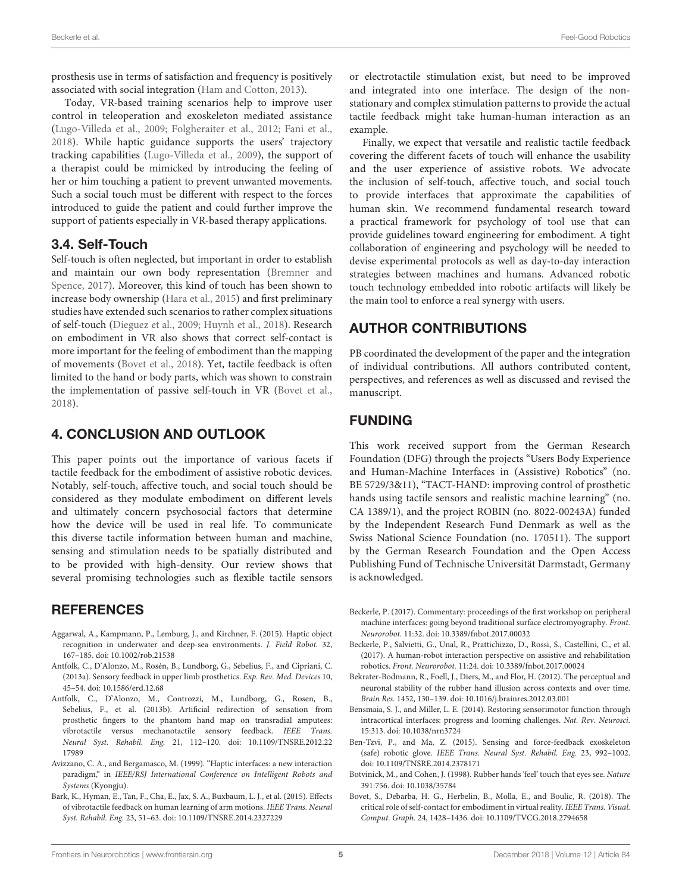prosthesis use in terms of satisfaction and frequency is positively associated with social integration (Ham and Cotton, 2013).

Today, VR-based training scenarios help to improve user control in teleoperation and exoskeleton mediated assistance (Lugo-Villeda et al., 2009; Folgheraiter et al., 2012; Fani et al., 2018). While haptic guidance supports the users' trajectory tracking capabilities (Lugo-Villeda et al., 2009), the support of a therapist could be mimicked by introducing the feeling of her or him touching a patient to prevent unwanted movements. Such a social touch must be different with respect to the forces introduced to guide the patient and could further improve the support of patients especially in VR-based therapy applications.

### 3.4. Self-Touch

Self-touch is often neglected, but important in order to establish and maintain our own body representation (Bremner and Spence, 2017). Moreover, this kind of touch has been shown to increase body ownership (Hara et al., 2015) and first preliminary studies have extended such scenarios to rather complex situations of self-touch (Dieguez et al., 2009; Huynh et al., 2018). Research on embodiment in VR also shows that correct self-contact is more important for the feeling of embodiment than the mapping of movements (Bovet et al., 2018). Yet, tactile feedback is often limited to the hand or body parts, which was shown to constrain the implementation of passive self-touch in VR (Bovet et al., 2018).

## 4. CONCLUSION AND OUTLOOK

This paper points out the importance of various facets if tactile feedback for the embodiment of assistive robotic devices. Notably, self-touch, affective touch, and social touch should be considered as they modulate embodiment on different levels and ultimately concern psychosocial factors that determine how the device will be used in real life. To communicate this diverse tactile information between human and machine, sensing and stimulation needs to be spatially distributed and to be provided with high-density. Our review shows that several promising technologies such as flexible tactile sensors or electrotactile stimulation exist, but need to be improved and integrated into one interface. The design of the non-stationary and complex stimulation patterns to provide the actual tactile feedback might take human-human interaction as an example.

Finally, we expect that versatile and realistic tactile feedback covering the different facets of touch will enhance the usability and the user experience of assistive robots. We advocate the inclusion of self-touch, affective touch, and social touch to provide interfaces that approximate the capabilities of human skin. We recommend fundamental research toward a practical framework for psychology of tool use that can provide guidelines toward engineering for embodiment. A tight collaboration of engineering and psychology will be needed to devise experimental protocols as well as day-to-day interaction strategies between machines and humans. Advanced robotic touch technology embedded into robotic artifacts will likely be the main tool to enforce a real synergy with users.

## AUTHOR CONTRIBUTIONS

PB coordinated the development of the paper and the integration of individual contributions. All authors contributed content, perspectives, and references as well as discussed and revised the manuscript.

## FUNDING

This work received support from the German Research Foundation (DFG) through the projects "Users Body Experience and Human-Machine Interfaces in (Assistive) Robotics" (no. BE 5729/3&11), "TACT-HAND: improving control of prosthetic hands using tactile sensors and realistic machine learning" (no. CA 1389/1), and the project ROBIN (no. 8022-00243A) funded by the Independent Research Fund Denmark as well as the Swiss National Science Foundation (no. 170511). The support by the German Research Foundation and the Open Access Publishing Fund of Technische Universität Darmstadt, Germany is acknowledged.

## REFERENCES

Aggarwal, A., Kampmann, P., Lemburg, J., and Kirchner, F. (2015). Haptic object recognition in underwater and deep-sea environments. *J. Field Robot.* 32, 167–185. doi: 10.1002/rob.21538

Antfolk, C., D'Alonzo, M., Rosén, B., Lundborg, G., Sebelius, F., and Cipriani, C. (2013a). Sensory feedback in upper limb prosthetics. *Exp. Rev. Med. Devices* 10, 45–54. doi: 10.1586/erd.12.68

Antfolk, C., D'Alonzo, M., Controzzi, M., Lundborg, G., Rosen, B., Sebelius, F., et al. (2013b). Artificial redirection of sensation from prosthetic fingers to the phantom hand map on transradial amputees: vibrotactile versus mechanotactile sensory feedback. *IEEE Trans. Neural Syst. Rehabil. Eng.* 21, 112–120. doi: 10.1109/TNSRE.2012.2217989

Avizzano, C. A., and Bergamasco, M. (1999). "Haptic interfaces: a new interaction paradigm," in *IEEE/RSJ International Conference on Intelligent Robots and Systems* (Kyongju).

Bark, K., Hyman, E., Tan, F., Cha, E., Jax, S. A., Buxbaum, L. J., et al. (2015). Effects of vibrotactile feedback on human learning of arm motions. *IEEE Trans. Neural Syst. Rehabil. Eng.* 23, 51–63. doi: 10.1109/TNSRE.2014.2327229

Beckerle, P. (2017). Commentary: proceedings of the first workshop on peripheral machine interfaces: going beyond traditional surface electromyography. *Front. Neurorobot.* 11:32. doi: 10.3389/fnbot.2017.00032

Beckerle, P., Salvietti, G., Unal, R., Prattichizzo, D., Rossi, S., Castellini, C., et al. (2017). A human-robot interaction perspective on assistive and rehabilitation robotics. *Front. Neurorobot.* 11:24. doi: 10.3389/fnbot.2017.00024

Bekrater-Bodmann, R., Foell, J., Diers, M., and Flor, H. (2012). The perceptual and neuronal stability of the rubber hand illusion across contexts and over time. *Brain Res.* 1452, 130–139. doi: 10.1016/j.brainres.2012.03.001

Bensmaia, S. J., and Miller, L. E. (2014). Restoring sensorimotor function through intracortical interfaces: progress and looming challenges. *Nat. Rev. Neurosci.* 15:313. doi: 10.1038/nrn3724

Ben-Tzvi, P., and Ma, Z. (2015). Sensing and force-feedback exoskeleton (safe) robotic glove. *IEEE Trans. Neural Syst. Rehabil. Eng.* 23, 992–1002. doi: 10.1109/TNSRE.2014.2378171

Botvinick, M., and Cohen, J. (1998). Rubber hands 'feel' touch that eyes see. *Nature* 391:756. doi: 10.1038/35784

Bovet, S., Debarba, H. G., Herbelin, B., Molla, E., and Boulic, R. (2018). The critical role of self-contact for embodiment in virtual reality. *IEEE Trans. Visual. Comput. Graph.* 24, 1428–1436. doi: 10.1109/TVCG.2018.2794658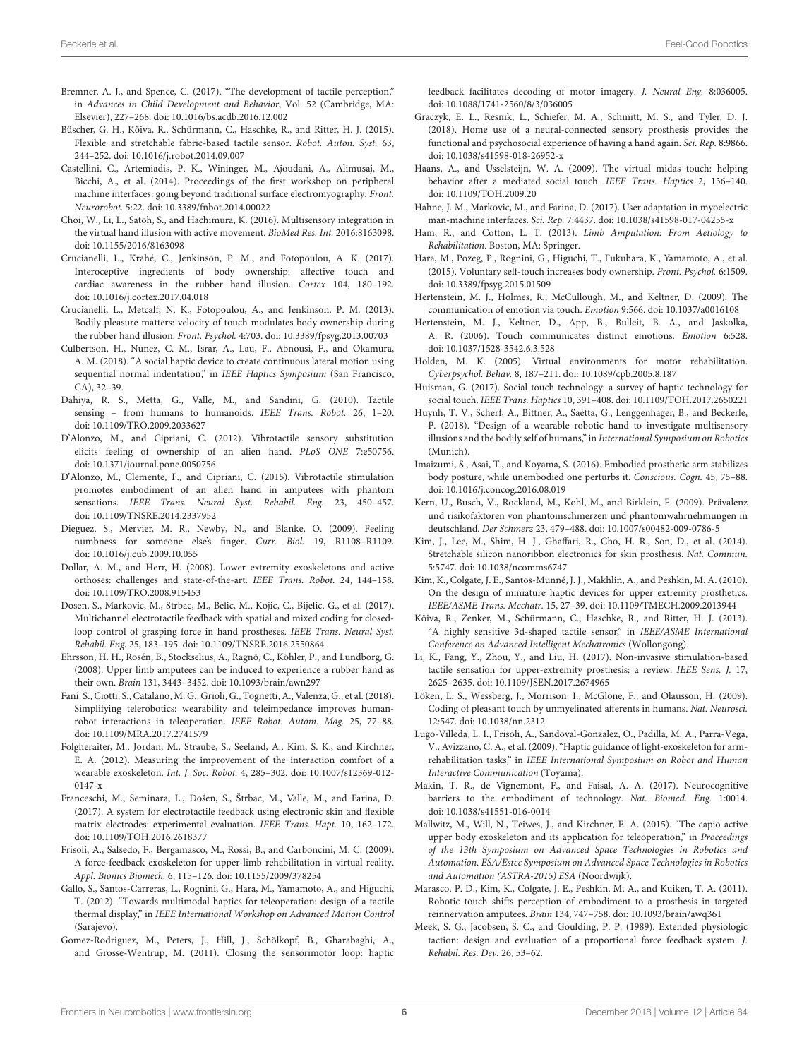Bremner, A. J., and Spence, C. (2017). "The development of tactile perception," in *Advances in Child Development and Behavior*, Vol. 52 (Cambridge, MA: Elsevier), 227–268. doi: 10.1016/bs.acdb.2016.12.002

Büscher, G. H., Kõiva, R., Schürmann, C., Haschke, R., and Ritter, H. J. (2015). Flexible and stretchable fabric-based tactile sensor. *Robot. Auton. Syst.* 63, 244–252. doi: 10.1016/j.robot.2014.09.007

Castellini, C., Artemiadis, P. K., Wininger, M., Ajoudani, A., Alimusaj, M., Bicchi, A., et al. (2014). Proceedings of the first workshop on peripheral machine interfaces: going beyond traditional surface electromyography. *Front. Neurorobot.* 5:22. doi: 10.3389/fnbot.2014.00022

Choi, W., Li, L., Satoh, S., and Hachimura, K. (2016). Multisensory integration in the virtual hand illusion with active movement. *BioMed Res. Int.* 2016:8163098. doi: 10.1155/2016/8163098

Crucianelli, L., Krahé, C., Jenkinson, P. M., and Fotopoulou, A. K. (2017). Interoceptive ingredients of body ownership: affective touch and cardiac awareness in the rubber hand illusion. *Cortex* 104, 180–192. doi: 10.1016/j.cortex.2017.04.018

Crucianelli, L., Metcalf, N. K., Fotopoulou, A., and Jenkinson, P. M. (2013). Bodily pleasure matters: velocity of touch modulates body ownership during the rubber hand illusion. *Front. Psychol.* 4:703. doi: 10.3389/fpsyg.2013.00703

Culbertson, H., Nunez, C. M., Israr, A., Lau, F., Abnousi, F., and Okamura, A. M. (2018). "A social haptic device to create continuous lateral motion using sequential normal indentation," in *IEEE Haptics Symposium* (San Francisco, CA), 32–39.

Dahiya, R. S., Metta, G., Valle, M., and Sandini, G. (2010). Tactile sensing – from humans to humanoids. *IEEE Trans. Robot.* 26, 1–20. doi: 10.1109/TRO.2009.2033627

D'Alonzo, M., and Cipriani, C. (2012). Vibrotactile sensory substitution elicits feeling of ownership of an alien hand. *PLoS ONE* 7:e50756. doi: 10.1371/journal.pone.0050756

D'Alonzo, M., Clemente, F., and Cipriani, C. (2015). Vibrotactile stimulation promotes embodiment of an alien hand in amputees with phantom sensations. *IEEE Trans. Neural Syst. Rehabil. Eng.* 23, 450–457. doi: 10.1109/TNSRE.2014.2337952

Dieguez, S., Mervier, M. R., Newby, N., and Blanke, O. (2009). Feeling numbness for someone else's finger. *Curr. Biol.* 19, R1108–R1109. doi: 10.1016/j.cub.2009.10.055

Dollar, A. M., and Herr, H. (2008). Lower extremity exoskeletons and active orthoses: challenges and state-of-the-art. *IEEE Trans. Robot.* 24, 144–158. doi: 10.1109/TRO.2008.915453

Dosen, S., Markovic, M., Strbac, M., Belic, M., Kojic, C., Bijelic, G., et al. (2017). Multichannel electrotactile feedback with spatial and mixed coding for closed-loop control of grasping force in hand prostheses. *IEEE Trans. Neural Syst. Rehabil. Eng.* 25, 183–195. doi: 10.1109/TNSRE.2016.2550864

Ehrsson, H. H., Rosén, B., Stockselius, A., Ragnö, C., Köhler, P., and Lundborg, G. (2008). Upper limb amputees can be induced to experience a rubber hand as their own. *Brain* 131, 3443–3452. doi: 10.1093/brain/awn297

Fani, S., Ciotti, S., Catalano, M. G., Grioli, G., Tognetti, A., Valenza, G., et al. (2018). Simplifying telerobotics: wearability and teleimpedance improves human-robot interactions in teleoperation. *IEEE Robot. Autom. Mag.* 25, 77–88. doi: 10.1109/MRA.2017.2741579

Folgheraiter, M., Jordan, M., Straube, S., Seeland, A., Kim, S. K., and Kirchner, E. A. (2012). Measuring the improvement of the interaction comfort of a wearable exoskeleton. *Int. J. Soc. Robot.* 4, 285–302. doi: 10.1007/s12369-012-0147-x

Franceschi, M., Seminara, L., Došen, S., Štrbac, M., Valle, M., and Farina, D. (2017). A system for electrotactile feedback using electronic skin and flexible matrix electrodes: experimental evaluation. *IEEE Trans. Hapt.* 10, 162–172. doi: 10.1109/TOH.2016.2618377

Frisoli, A., Salsedo, F., Bergamasco, M., Rossi, B., and Carboncini, M. C. (2009). A force-feedback exoskeleton for upper-limb rehabilitation in virtual reality. *Appl. Bionics Biomech.* 6, 115–126. doi: 10.1155/2009/378254

Gallo, S., Santos-Carreras, L., Rognini, G., Hara, M., Yamamoto, A., and Higuchi, T. (2012). "Towards multimodal haptics for teleoperation: design of a tactile thermal display," in *IEEE International Workshop on Advanced Motion Control* (Sarajevo).

Gomez-Rodriguez, M., Peters, J., Hill, J., Schölkopf, B., Gharabaghi, A., and Grosse-Wentrup, M. (2011). Closing the sensorimotor loop: haptic feedback facilitates decoding of motor imagery. *J. Neural Eng.* 8:036005. doi: 10.1088/1741-2560/8/3/036005

Graczyk, E. L., Resnik, L., Schiefer, M. A., Schmitt, M. S., and Tyler, D. J. (2018). Home use of a neural-connected sensory prosthesis provides the functional and psychosocial experience of having a hand again. *Sci. Rep.* 8:9866. doi: 10.1038/s41598-018-26952-x

Haans, A., and Usselsteijn, W. A. (2009). The virtual midas touch: helping behavior after a mediated social touch. *IEEE Trans. Haptics* 2, 136–140. doi: 10.1109/TOH.2009.20

Hahne, J. M., Markovic, M., and Farina, D. (2017). User adaptation in myoelectric man-machine interfaces. *Sci. Rep.* 7:4437. doi: 10.1038/s41598-017-04255-x

Ham, R., and Cotton, L. T. (2013). *Limb Amputation: From Aetiology to Rehabilitation*. Boston, MA: Springer.

Hara, M., Pozeg, P., Rognini, G., Higuchi, T., Fukuhara, K., Yamamoto, A., et al. (2015). Voluntary self-touch increases body ownership. *Front. Psychol.* 6:1509. doi: 10.3389/fpsyg.2015.01509

Hertenstein, M. J., Holmes, R., McCullough, M., and Keltner, D. (2009). The communication of emotion via touch. *Emotion* 9:566. doi: 10.1037/a0016108

Hertenstein, M. J., Keltner, D., App, B., Bulleit, B. A., and Jaskolka, A. R. (2006). Touch communicates distinct emotions. *Emotion* 6:528. doi: 10.1037/1528-3542.6.3.528

Holden, M. K. (2005). Virtual environments for motor rehabilitation. *Cyberpsychol. Behav.* 8, 187–211. doi: 10.1089/cpb.2005.8.187

Huisman, G. (2017). Social touch technology: a survey of haptic technology for social touch. *IEEE Trans. Haptics* 10, 391–408. doi: 10.1109/TOH.2017.2650221

Huynh, T. V., Scherf, A., Bittner, A., Saetta, G., Lenggenhager, B., and Beckerle, P. (2018). "Design of a wearable robotic hand to investigate multisensory illusions and the bodily self of humans," in *International Symposium on Robotics* (Munich).

Imaizumi, S., Asai, T., and Koyama, S. (2016). Embodied prosthetic arm stabilizes body posture, while unembodied one perturbs it. *Conscious. Cogn.* 45, 75–88. doi: 10.1016/j.concog.2016.08.019

Kern, U., Busch, V., Rockland, M., Kohl, M., and Birklein, F. (2009). Prävalenz und risikofaktoren von phantomschmerzen und phantomwahrnehmungen in deutschland. *Der Schmerz* 23, 479–488. doi: 10.1007/s00482-009-0786-5

Kim, J., Lee, M., Shim, H. J., Ghaffari, R., Cho, H. R., Son, D., et al. (2014). Stretchable silicon nanoribbon electronics for skin prosthesis. *Nat. Commun.* 5:5747. doi: 10.1038/ncomms6747

Kim, K., Colgate, J. E., Santos-Munné, J. J., Makhlin, A., and Peshkin, M. A. (2010). On the design of miniature haptic devices for upper extremity prosthetics. *IEEE/ASME Trans. Mechatr.* 15, 27–39. doi: 10.1109/TMECH.2009.2013944

Kõiva, R., Zenker, M., Schürmann, C., Haschke, R., and Ritter, H. J. (2013). "A highly sensitive 3d-shaped tactile sensor," in *IEEE/ASME International Conference on Advanced Intelligent Mechatronics* (Wollongong).

Li, K., Fang, Y., Zhou, Y., and Liu, H. (2017). Non-invasive stimulation-based tactile sensation for upper-extremity prosthesis: a review. *IEEE Sens. J.* 17, 2625–2635. doi: 10.1109/JSEN.2017.2674965

Löken, L. S., Wessberg, J., Morrison, I., McGlone, F., and Olausson, H. (2009). Coding of pleasant touch by unmyelinated afferents in humans. *Nat. Neurosci.* 12:547. doi: 10.1038/nn.2312

Lugo-Villeda, L. I., Frisoli, A., Sandoval-Gonzalez, O., Padilla, M. A., Parra-Vega, V., Avizzano, C. A., et al. (2009). "Haptic guidance of light-exoskeleton for arm-rehabilitation tasks," in *IEEE International Symposium on Robot and Human Interactive Communication* (Toyama).

Makin, T. R., de Vignemont, F., and Faisal, A. A. (2017). Neurocognitive barriers to the embodiment of technology. *Nat. Biomed. Eng.* 1:0014. doi: 10.1038/s41551-016-0014

Mallwitz, M., Will, N., Teiwes, J., and Kirchner, E. A. (2015). "The capio active upper body exoskeleton and its application for teleoperation," in *Proceedings of the 13th Symposium on Advanced Space Technologies in Robotics and Automation. ESA/Estec Symposium on Advanced Space Technologies in Robotics and Automation (ASTRA-2015) ESA* (Noordwijk).

Marasco, P. D., Kim, K., Colgate, J. E., Peshkin, M. A., and Kuiken, T. A. (2011). Robotic touch shifts perception of embodiment to a prosthesis in targeted reinnervation amputees. *Brain* 134, 747–758. doi: 10.1093/brain/awq361

Meek, S. G., Jacobsen, S. C., and Goulding, P. P. (1989). Extended physiologic taction: design and evaluation of a proportional force feedback system. *J. Rehabil. Res. Dev.* 26, 53–62.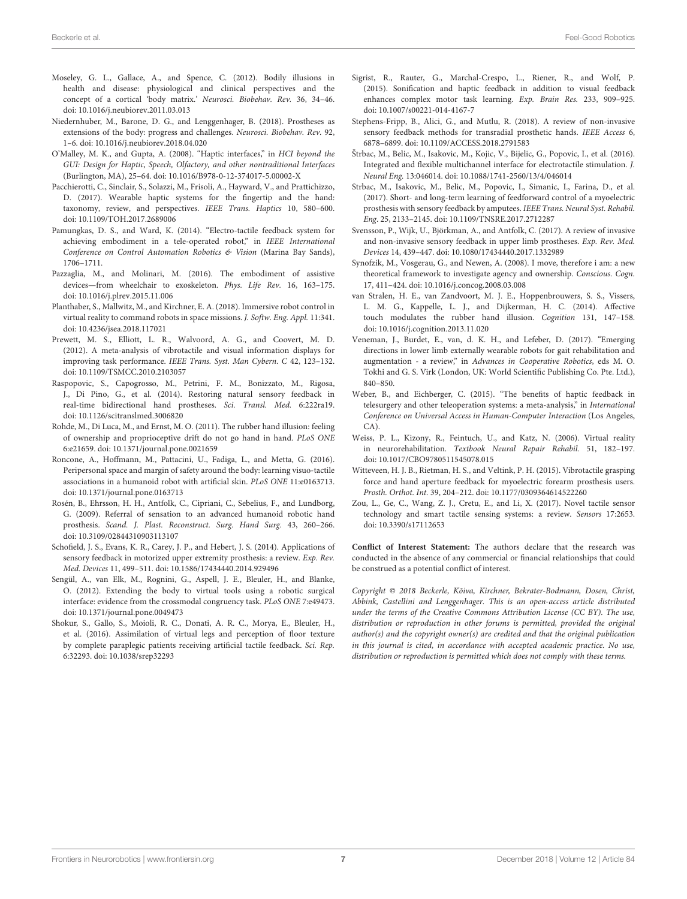Moseley, G. L., Gallace, A., and Spence, C. (2012). Bodily illusions in health and disease: physiological and clinical perspectives and the concept of a cortical 'body matrix.' *Neurosci. Biobehav. Rev.* 36, 34–46. doi: 10.1016/j.neubiorev.2011.03.013

Niedernhuber, M., Barone, D. G., and Lenggenhager, B. (2018). Prostheses as extensions of the body: progress and challenges. *Neurosci. Biobehav. Rev*. 92, 1–6. doi: 10.1016/j.neubiorev.2018.04.020

O'Malley, M. K., and Gupta, A. (2008). "Haptic interfaces," in *HCI beyond the GUI: Design for Haptic, Speech, Olfactory, and other nontraditional Interfaces* (Burlington, MA), 25–64. doi: 10.1016/B978-0-12-374017-5.00002-X

Pacchierotti, C., Sinclair, S., Solazzi, M., Frisoli, A., Hayward, V., and Prattichizzo, D. (2017). Wearable haptic systems for the fingertip and the hand: taxonomy, review, and perspectives. *IEEE Trans. Haptics* 10, 580–600. doi: 10.1109/TOH.2017.2689006

Pamungkas, D. S., and Ward, K. (2014). "Electro-tactile feedback system for achieving embodiment in a tele-operated robot," in *IEEE International Conference on Control Automation Robotics & Vision* (Marina Bay Sands), 1706–1711.

Pazzaglia, M., and Molinari, M. (2016). The embodiment of assistive devices—from wheelchair to exoskeleton. *Phys. Life Rev.* 16, 163–175. doi: 10.1016/j.plrev.2015.11.006

Planthaber, S., Mallwitz, M., and Kirchner, E. A. (2018). Immersive robot control in virtual reality to command robots in space missions. *J. Softw. Eng. Appl.* 11:341. doi: 10.4236/jsea.2018.117021

Prewett, M. S., Elliott, L. R., Walvoord, A. G., and Coovert, M. D. (2012). A meta-analysis of vibrotactile and visual information displays for improving task performance. *IEEE Trans. Syst. Man Cybern. C* 42, 123–132. doi: 10.1109/TSMCC.2010.2103057

Raspopovic, S., Capogrosso, M., Petrini, F. M., Bonizzato, M., Rigosa, J., Di Pino, G., et al. (2014). Restoring natural sensory feedback in real-time bidirectional hand prostheses. *Sci. Transl. Med.* 6:222ra19. doi: 10.1126/scitranslmed.3006820

Rohde, M., Di Luca, M., and Ernst, M. O. (2011). The rubber hand illusion: feeling of ownership and proprioceptive drift do not go hand in hand. *PLoS ONE* 6:e21659. doi: 10.1371/journal.pone.0021659

Roncone, A., Hoffmann, M., Pattacini, U., Fadiga, L., and Metta, G. (2016). Peripersonal space and margin of safety around the body: learning visuo-tactile associations in a humanoid robot with artificial skin. *PLoS ONE* 11:e0163713. doi: 10.1371/journal.pone.0163713

Rosén, B., Ehrsson, H. H., Antfolk, C., Cipriani, C., Sebelius, F., and Lundborg, G. (2009). Referral of sensation to an advanced humanoid robotic hand prosthesis. *Scand. J. Plast. Reconstruct. Surg. Hand Surg.* 43, 260–266. doi: 10.3109/02844310903113107

Schofield, J. S., Evans, K. R., Carey, J. P., and Hebert, J. S. (2014). Applications of sensory feedback in motorized upper extremity prosthesis: a review. *Exp. Rev. Med. Devices* 11, 499–511. doi: 10.1586/17434440.2014.929496

Sengül, A., van Elk, M., Rognini, G., Aspell, J. E., Bleuler, H., and Blanke, O. (2012). Extending the body to virtual tools using a robotic surgical interface: evidence from the crossmodal congruency task. *PLoS ONE* 7:e49473. doi: 10.1371/journal.pone.0049473

Shokur, S., Gallo, S., Moioli, R. C., Donati, A. R. C., Morya, E., Bleuler, H., et al. (2016). Assimilation of virtual legs and perception of floor texture by complete paraplegic patients receiving artificial tactile feedback. *Sci. Rep.* 6:32293. doi: 10.1038/srep32293

Sigrist, R., Rauter, G., Marchal-Crespo, L., Riener, R., and Wolf, P. (2015). Sonification and haptic feedback in addition to visual feedback enhances complex motor task learning. *Exp. Brain Res.* 233, 909–925. doi: 10.1007/s00221-014-4167-7

Stephens-Fripp, B., Alici, G., and Mutlu, R. (2018). A review of non-invasive sensory feedback methods for transradial prosthetic hands. *IEEE Access* 6, 6878–6899. doi: 10.1109/ACCESS.2018.2791583

Štrbac, M., Belic, M., Isakovic, M., Kojic, V., Bijelic, G., Popovic, I., et al. (2016). Integrated and flexible multichannel interface for electrotactile stimulation. *J. Neural Eng.* 13:046014. doi: 10.1088/1741-2560/13/4/046014

Strbac, M., Isakovic, M., Belic, M., Popovic, I., Simanic, I., Farina, D., et al. (2017). Short- and long-term learning of feedforward control of a myoelectric prosthesis with sensory feedback by amputees. *IEEE Trans. Neural Syst. Rehabil. Eng*. 25, 2133–2145. doi: 10.1109/TNSRE.2017.2712287

Svensson, P., Wijk, U., Björkman, A., and Antfolk, C. (2017). A review of invasive and non-invasive sensory feedback in upper limb prostheses. *Exp. Rev. Med. Devices* 14, 439–447. doi: 10.1080/17434440.2017.1332989

Synofzik, M., Vosgerau, G., and Newen, A. (2008). I move, therefore i am: a new theoretical framework to investigate agency and ownership. *Conscious. Cogn.* 17, 411–424. doi: 10.1016/j.concog.2008.03.008

van Stralen, H. E., van Zandvoort, M. J. E., Hoppenbrouwers, S. S., Vissers, L. M. G., Kappelle, L. J., and Dijkerman, H. C. (2014). Affective touch modulates the rubber hand illusion. *Cognition* 131, 147–158. doi: 10.1016/j.cognition.2013.11.020

Veneman, J., Burdet, E., van, d. K. H., and Lefeber, D. (2017). "Emerging directions in lower limb externally wearable robots for gait rehabilitation and augmentation - a review," in *Advances in Cooperative Robotics*, eds M. O. Tokhi and G. S. Virk (London, UK: World Scientific Publishing Co. Pte. Ltd.), 840–850.

Weber, B., and Eichberger, C. (2015). "The benefits of haptic feedback in telesurgery and other teleoperation systems: a meta-analysis," in *International Conference on Universal Access in Human-Computer Interaction* (Los Angeles, CA).

Weiss, P. L., Kizony, R., Feintuch, U., and Katz, N. (2006). Virtual reality in neurorehabilitation. *Textbook Neural Repair Rehabil.* 51, 182–197. doi: 10.1017/CBO9780511545078.015

Witteveen, H. J. B., Rietman, H. S., and Veltink, P. H. (2015). Vibrotactile grasping force and hand aperture feedback for myoelectric forearm prosthesis users. *Prosth. Orthot. Int.* 39, 204–212. doi: 10.1177/0309364614522260

Zou, L., Ge, C., Wang, Z. J., Cretu, E., and Li, X. (2017). Novel tactile sensor technology and smart tactile sensing systems: a review. *Sensors* 17:2653. doi: 10.3390/s17112653

**Conflict of Interest Statement:** The authors declare that the research was conducted in the absence of any commercial or financial relationships that could be construed as a potential conflict of interest.

*Copyright © 2018 Beckerle, Kõiva, Kirchner, Bekrater-Bodmann, Dosen, Christ, Abbink, Castellini and Lenggenhager. This is an open-access article distributed under the terms of the Creative Commons Attribution License (CC BY). The use, distribution or reproduction in other forums is permitted, provided the original author(s) and the copyright owner(s) are credited and that the original publication in this journal is cited, in accordance with accepted academic practice. No use, distribution or reproduction is permitted which does not comply with these terms.*